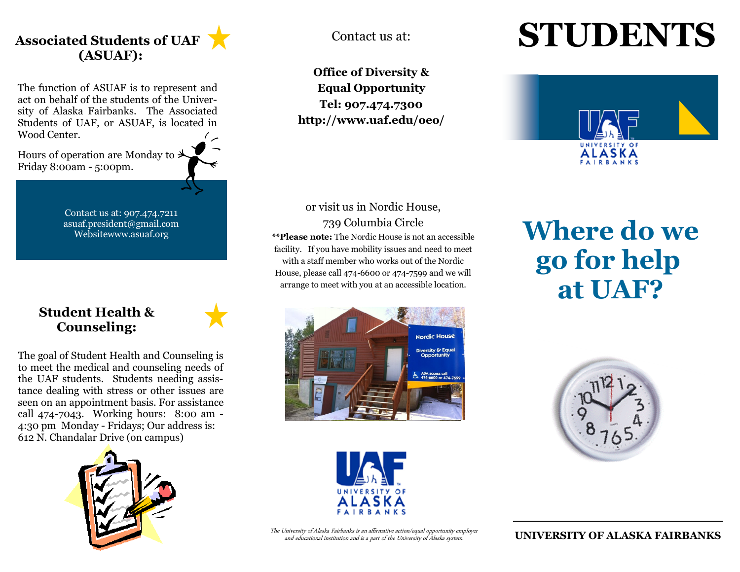## Associated Students of UAF (ASUAF):

The function of ASUAF is to represent and act on behalf of the students of the University of Alaska Fairbanks. The Associated Students of UAF, or ASUAF, is located in Wood Center.

Hours of operation are Monday to Friday 8:00am - 5:00pm.

Contact us at: 907.474.7211
asuaf.president@gmail.com
Websitewww.asuaf.org

## Student Health & Counseling:

The goal of Student Health and Counseling is to meet the medical and counseling needs of the UAF students. Students needing assistance dealing with stress or other issues are seen on an appointment basis. For assistance call 474-7043. Working hours: 8:00 am - 4:30 pm Monday - Fridays; Our address is: 612 N. Chandalar Drive (on campus)

Contact us at:

**Office of Diversity & Equal Opportunity**
**Tel: 907.474.7300**
**http://www.uaf.edu/oeo/**

or visit us in Nordic House,
739 Columbia Circle

****Please note:** The Nordic House is not an accessible facility. If you have mobility issues and need to meet with a staff member who works out of the Nordic House, please call 474-6600 or 474-7599 and we will arrange to meet with you at an accessible location.

UAF University of Alaska Fairbanks

*The University of Alaska Fairbanks is an affirmative action/equal opportunity employer and educational institution and is a part of the University of Alaska system.*

# STUDENTS

UAF University of Alaska Fairbanks

# Where do we go for help at UAF?

**UNIVERSITY OF ALASKA FAIRBANKS**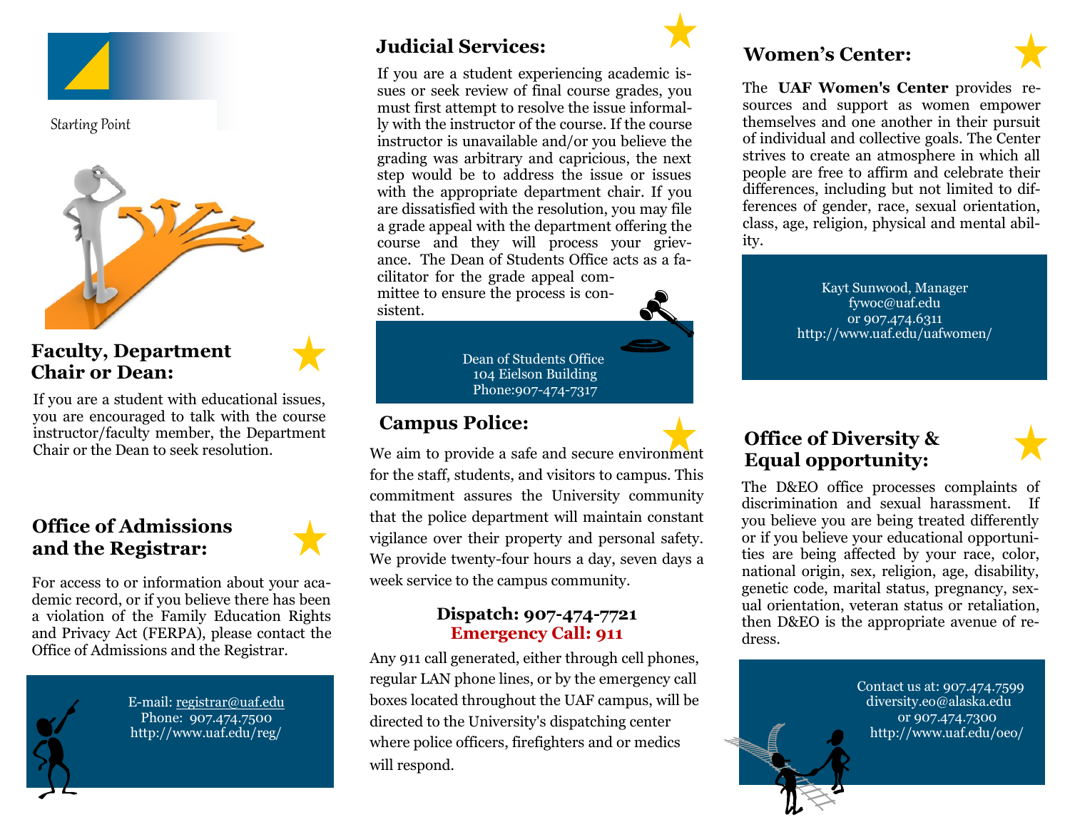Starting Point

## Faculty, Department Chair or Dean:

If you are a student with educational issues, you are encouraged to talk with the course instructor/faculty member, the Department Chair or the Dean to seek resolution.

## Office of Admissions and the Registrar:

For access to or information about your academic record, or if you believe there has been a violation of the Family Education Rights and Privacy Act (FERPA), please contact the Office of Admissions and the Registrar.

E-mail: registrar@uaf.edu
Phone: 907.474.7500
http://www.uaf.edu/reg/

## Judicial Services:

If you are a student experiencing academic issues or seek review of final course grades, you must first attempt to resolve the issue informally with the instructor of the course. If the course instructor is unavailable and/or you believe the grading was arbitrary and capricious, the next step would be to address the issue or issues with the appropriate department chair. If you are dissatisfied with the resolution, you may file a grade appeal with the department offering the course and they will process your grievance. The Dean of Students Office acts as a facilitator for the grade appeal committee to ensure the process is consistent.

Dean of Students Office
104 Eielson Building
Phone:907-474-7317

## Campus Police:

We aim to provide a safe and secure environment for the staff, students, and visitors to campus. This commitment assures the University community that the police department will maintain constant vigilance over their property and personal safety. We provide twenty-four hours a day, seven days a week service to the campus community.

**Dispatch: 907-474-7721**
**Emergency Call: 911**

Any 911 call generated, either through cell phones, regular LAN phone lines, or by the emergency call boxes located throughout the UAF campus, will be directed to the University's dispatching center where police officers, firefighters and or medics will respond.

## Women's Center:

The **UAF Women's Center** provides resources and support as women empower themselves and one another in their pursuit of individual and collective goals. The Center strives to create an atmosphere in which all people are free to affirm and celebrate their differences, including but not limited to differences of gender, race, sexual orientation, class, age, religion, physical and mental ability.

Kayt Sunwood, Manager
fywoc@uaf.edu
or 907.474.6311
http://www.uaf.edu/uafwomen/

## Office of Diversity & Equal opportunity:

The D&EO office processes complaints of discrimination and sexual harassment. If you believe you are being treated differently or if you believe your educational opportunities are being affected by your race, color, national origin, sex, religion, age, disability, genetic code, marital status, pregnancy, sexual orientation, veteran status or retaliation, then D&EO is the appropriate avenue of redress.

Contact us at: 907.474.7599
diversity.eo@alaska.edu
or 907.474.7300
http://www.uaf.edu/oeo/